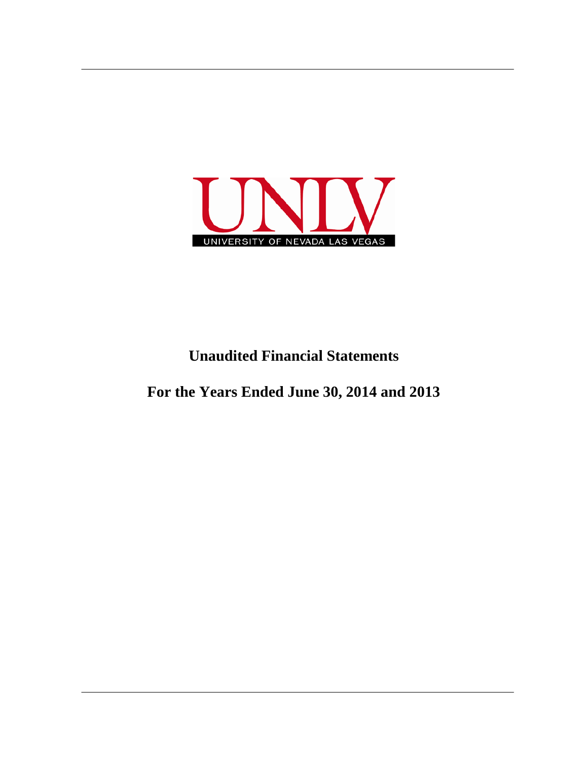UNLV

UNIVERSITY OF NEVADA LAS VEGAS

# Unaudited Financial Statements

# For the Years Ended June 30, 2014 and 2013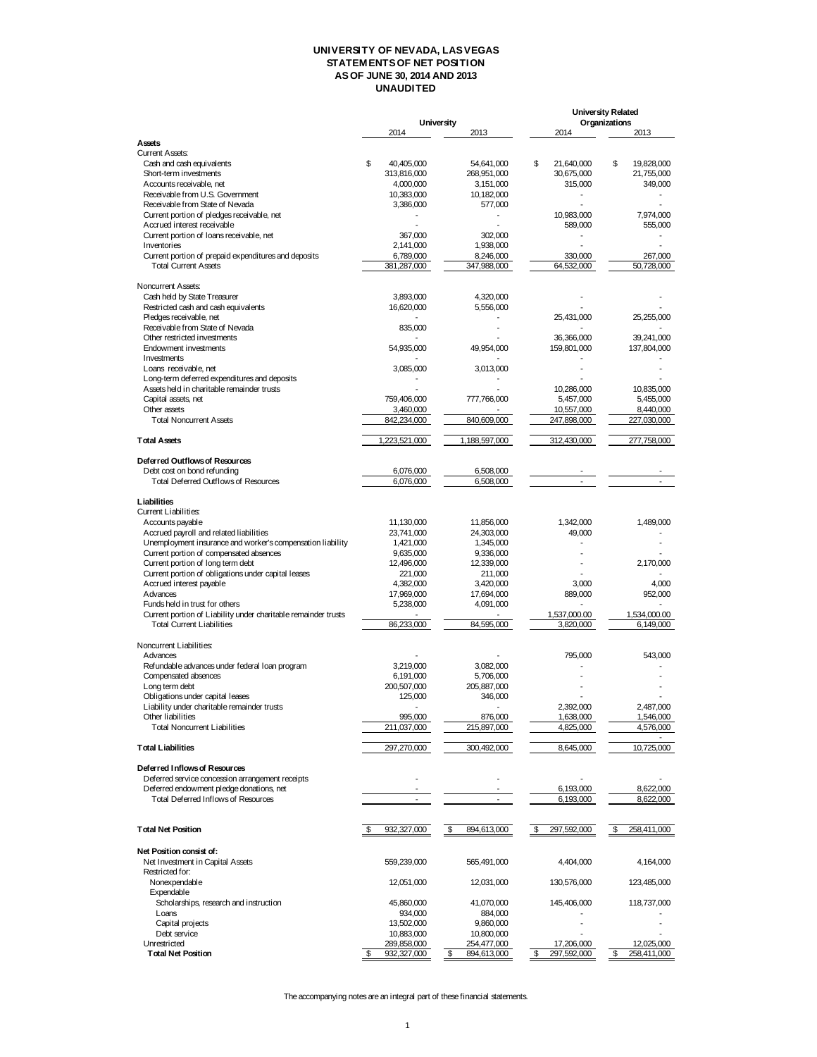# UNIVERSITY OF NEVADA, LAS VEGAS
## STATEMENTS OF NET POSITION
## AS OF JUNE 30, 2014 AND 2013
## UNAUDITED

| | University | | University Related Organizations | |
|---|---|---|---|---|
| | 2014 | 2013 | 2014 | 2013 |
| **Assets** | | | | |
| Current Assets: | | | | |
| Cash and cash equivalents | $ 40,405,000 | 54,641,000 | $ 21,640,000 | $ 19,828,000 |
| Short-term investments | 313,816,000 | 268,951,000 | 30,675,000 | 21,755,000 |
| Accounts receivable, net | 4,000,000 | 3,151,000 | 315,000 | 349,000 |
| Receivable from U.S. Government | 10,383,000 | 10,182,000 | - | - |
| Receivable from State of Nevada | 3,386,000 | 577,000 | - | - |
| Current portion of pledges receivable, net | - | - | 10,983,000 | 7,974,000 |
| Accrued interest receivable | - | - | 589,000 | 555,000 |
| Current portion of loans receivable, net | 367,000 | 302,000 | - | - |
| Inventories | 2,141,000 | 1,938,000 | - | - |
| Current portion of prepaid expenditures and deposits | 6,789,000 | 8,246,000 | 330,000 | 267,000 |
| Total Current Assets | 381,287,000 | 347,988,000 | 64,532,000 | 50,728,000 |
| Noncurrent Assets: | | | | |
| Cash held by State Treasurer | 3,893,000 | 4,320,000 | - | - |
| Restricted cash and cash equivalents | 16,620,000 | 5,556,000 | - | - |
| Pledges receivable, net | - | - | 25,431,000 | 25,255,000 |
| Receivable from State of Nevada | 835,000 | - | - | - |
| Other restricted investments | - | - | 36,366,000 | 39,241,000 |
| Endowment investments | 54,935,000 | 49,954,000 | 159,801,000 | 137,804,000 |
| Investments | - | - | - | - |
| Loans receivable, net | 3,085,000 | 3,013,000 | - | - |
| Long-term deferred expenditures and deposits | - | - | - | - |
| Assets held in charitable remainder trusts | - | - | 10,286,000 | 10,835,000 |
| Capital assets, net | 759,406,000 | 777,766,000 | 5,457,000 | 5,455,000 |
| Other assets | 3,460,000 | - | 10,557,000 | 8,440,000 |
| Total Noncurrent Assets | 842,234,000 | 840,609,000 | 247,898,000 | 227,030,000 |
| **Total Assets** | 1,223,521,000 | 1,188,597,000 | 312,430,000 | 277,758,000 |
| **Deferred Outflows of Resources** | | | | |
| Debt cost on bond refunding | 6,076,000 | 6,508,000 | - | - |
| Total Deferred Outflows of Resources | 6,076,000 | 6,508,000 | - | - |
| **Liabilities** | | | | |
| Current Liabilities: | | | | |
| Accounts payable | 11,130,000 | 11,856,000 | 1,342,000 | 1,489,000 |
| Accrued payroll and related liabilities | 23,741,000 | 24,303,000 | 49,000 | - |
| Unemployment insurance and worker's compensation liability | 1,421,000 | 1,345,000 | - | - |
| Current portion of compensated absences | 9,635,000 | 9,336,000 | - | - |
| Current portion of long term debt | 12,496,000 | 12,339,000 | - | 2,170,000 |
| Current portion of obligations under capital leases | 221,000 | 211,000 | - | - |
| Accrued interest payable | 4,382,000 | 3,420,000 | 3,000 | 4,000 |
| Advances | 17,969,000 | 17,694,000 | 889,000 | 952,000 |
| Funds held in trust for others | 5,238,000 | 4,091,000 | - | - |
| Current portion of Liability under charitable remainder trusts | - | - | 1,537,000.00 | 1,534,000.00 |
| Total Current Liabilities | 86,233,000 | 84,595,000 | 3,820,000 | 6,149,000 |
| Noncurrent Liabilities: | | | | |
| Advances | - | - | 795,000 | 543,000 |
| Refundable advances under federal loan program | 3,219,000 | 3,082,000 | - | - |
| Compensated absences | 6,191,000 | 5,706,000 | - | - |
| Long term debt | 200,507,000 | 205,887,000 | - | - |
| Obligations under capital leases | 125,000 | 346,000 | - | - |
| Liability under charitable remainder trusts | - | - | 2,392,000 | 2,487,000 |
| Other liabilities | 995,000 | 876,000 | 1,638,000 | 1,546,000 |
| Total Noncurrent Liabilities | 211,037,000 | 215,897,000 | 4,825,000 | 4,576,000 |
| **Total Liabilities** | 297,270,000 | 300,492,000 | 8,645,000 | 10,725,000 |
| **Deferred Inflows of Resources** | | | | |
| Deferred service concession arrangement receipts | - | - | - | - |
| Deferred endowment pledge donations, net | - | - | 6,193,000 | 8,622,000 |
| Total Deferred Inflows of Resources | - | - | 6,193,000 | 8,622,000 |
| **Total Net Position** | $ 932,327,000 | $ 894,613,000 | $ 297,592,000 | $ 258,411,000 |
| **Net Position consist of:** | | | | |
| Net Investment in Capital Assets | 559,239,000 | 565,491,000 | 4,404,000 | 4,164,000 |
| Restricted for: | | | | |
| Nonexpendable | 12,051,000 | 12,031,000 | 130,576,000 | 123,485,000 |
| Expendable | | | | |
| Scholarships, research and instruction | 45,860,000 | 41,070,000 | 145,406,000 | 118,737,000 |
| Loans | 934,000 | 884,000 | - | - |
| Capital projects | 13,502,000 | 9,860,000 | - | - |
| Debt service | 10,883,000 | 10,800,000 | - | - |
| Unrestricted | 289,858,000 | 254,477,000 | 17,206,000 | 12,025,000 |
| **Total Net Position** | $ 932,327,000 | $ 894,613,000 | $ 297,592,000 | $ 258,411,000 |

The accompanying notes are an integral part of these financial statements.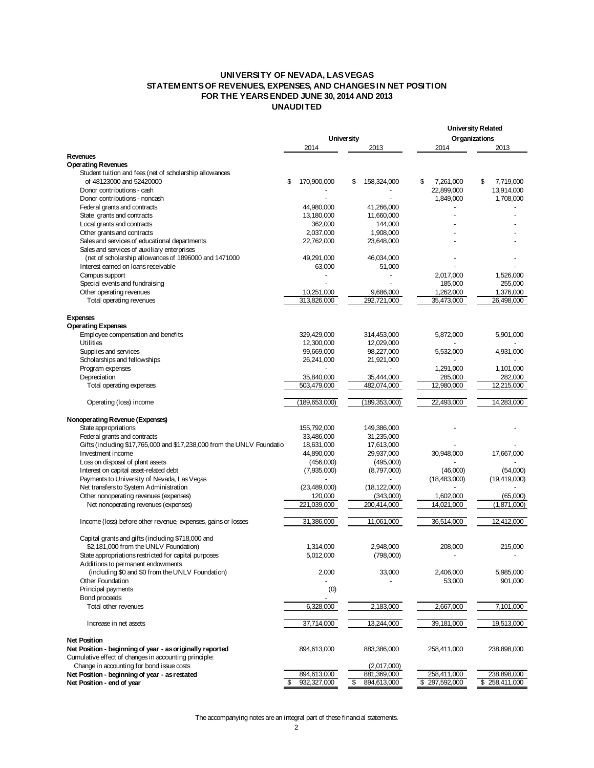# UNIVERSITY OF NEVADA, LAS VEGAS
## STATEMENTS OF REVENUES, EXPENSES, AND CHANGES IN NET POSITION
## FOR THE YEARS ENDED JUNE 30, 2014 AND 2013
## UNAUDITED

| | University | | University Related Organizations | |
|---|---|---|---|---|
| | 2014 | 2013 | 2014 | 2013 |
| **Revenues** | | | | |
| **Operating Revenues** | | | | |
| Student tuition and fees (net of scholarship allowances of 48123000 and 52420000 | $ 170,900,000 | $ 158,324,000 | $ 7,261,000 | $ 7,719,000 |
| Donor contributions - cash | - | - | 22,899,000 | 13,914,000 |
| Donor contributions - noncash | - | - | 1,849,000 | 1,708,000 |
| Federal grants and contracts | 44,980,000 | 41,266,000 | - | - |
| State grants and contracts | 13,180,000 | 11,660,000 | - | - |
| Local grants and contracts | 362,000 | 144,000 | - | - |
| Other grants and contracts | 2,037,000 | 1,908,000 | - | - |
| Sales and services of educational departments | 22,762,000 | 23,648,000 | - | - |
| Sales and services of auxiliary enterprises (net of scholarship allowances of 1896000 and 1471000 | 49,291,000 | 46,034,000 | - | - |
| Interest earned on loans receivable | 63,000 | 51,000 | - | - |
| Campus support | - | - | 2,017,000 | 1,526,000 |
| Special events and fundraising | - | - | 185,000 | 255,000 |
| Other operating revenues | 10,251,000 | 9,686,000 | 1,262,000 | 1,376,000 |
| Total operating revenues | 313,826,000 | 292,721,000 | 35,473,000 | 26,498,000 |
| **Expenses** | | | | |
| **Operating Expenses** | | | | |
| Employee compensation and benefits | 329,429,000 | 314,453,000 | 5,872,000 | 5,901,000 |
| Utilities | 12,300,000 | 12,029,000 | - | - |
| Supplies and services | 99,669,000 | 98,227,000 | 5,532,000 | 4,931,000 |
| Scholarships and fellowships | 26,241,000 | 21,921,000 | - | - |
| Program expenses | - | - | 1,291,000 | 1,101,000 |
| Depreciation | 35,840,000 | 35,444,000 | 285,000 | 282,000 |
| Total operating expenses | 503,479,000 | 482,074,000 | 12,980,000 | 12,215,000 |
| Operating (loss) income | (189,653,000) | (189,353,000) | 22,493,000 | 14,283,000 |
| **Nonoperating Revenue (Expenses)** | | | | |
| State appropriations | 155,792,000 | 149,386,000 | - | - |
| Federal grants and contracts | 33,486,000 | 31,235,000 | | |
| Gifts (including $17,765,000 and $17,238,000 from the UNLV Foundatio | 18,631,000 | 17,613,000 | - | - |
| Investment income | 44,890,000 | 29,937,000 | 30,948,000 | 17,667,000 |
| Loss on disposal of plant assets | (456,000) | (495,000) | - | - |
| Interest on capital asset-related debt | (7,935,000) | (8,797,000) | (46,000) | (54,000) |
| Payments to University of Nevada, Las Vegas | - | - | (18,483,000) | (19,419,000) |
| Net transfers to System Administration | (23,489,000) | (18,122,000) | - | - |
| Other nonoperating revenues (expenses) | 120,000 | (343,000) | 1,602,000 | (65,000) |
| Net nonoperating revenues (expenses) | 221,039,000 | 200,414,000 | 14,021,000 | (1,871,000) |
| Income (loss) before other revenue, expenses, gains or losses | 31,386,000 | 11,061,000 | 36,514,000 | 12,412,000 |
| Capital grants and gifts (including $718,000 and $2,181,000 from the UNLV Foundation) | 1,314,000 | 2,948,000 | 208,000 | 215,000 |
| State appropriations restricted for capital purposes | 5,012,000 | (798,000) | - | - |
| Additions to permanent endowments (including $0 and $0 from the UNLV Foundation) | 2,000 | 33,000 | 2,406,000 | 5,985,000 |
| Other Foundation | - | - | 53,000 | 901,000 |
| Principal payments | (0) | | | |
| Bond proceeds | - | | | |
| Total other revenues | 6,328,000 | 2,183,000 | 2,667,000 | 7,101,000 |
| Increase in net assets | 37,714,000 | 13,244,000 | 39,181,000 | 19,513,000 |
| **Net Position** | | | | |
| **Net Position - beginning of year - as originally reported** | 894,613,000 | 883,386,000 | 258,411,000 | 238,898,000 |
| Cumulative effect of changes in accounting principle: | | | | |
| Change in accounting for bond issue costs | | (2,017,000) | | |
| **Net Position - beginning of year - as restated** | 894,613,000 | 881,369,000 | 258,411,000 | 238,898,000 |
| **Net Position - end of year** | $ 932,327,000 | $ 894,613,000 | $ 297,592,000 | $ 258,411,000 |

The accompanying notes are an integral part of these financial statements.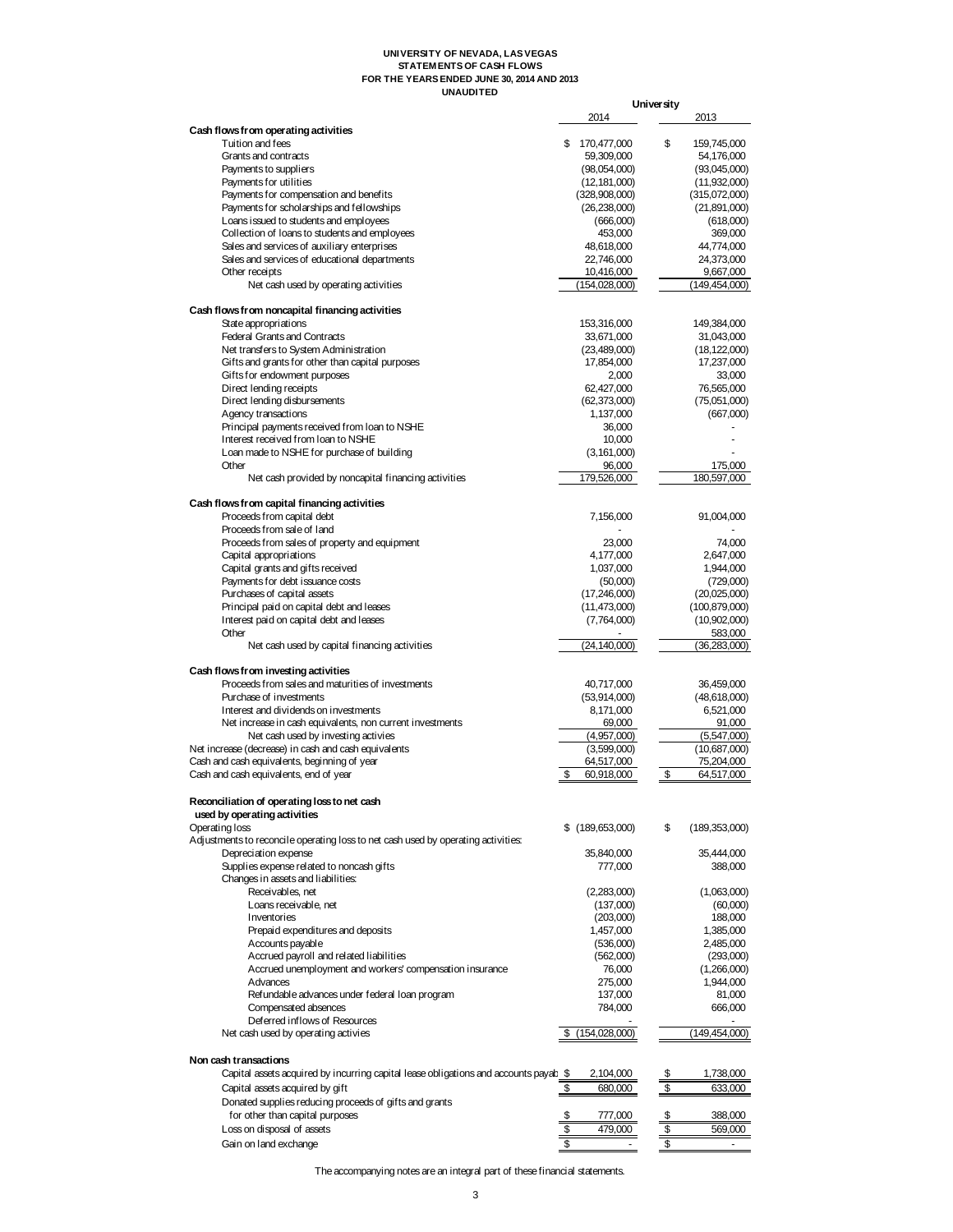**UNIVERSITY OF NEVADA, LAS VEGAS**
**STATEMENTS OF CASH FLOWS**
**FOR THE YEARS ENDED JUNE 30, 2014 AND 2013**
**UNAUDITED**

| | University | |
|---|---|---|
| | 2014 | 2013 |
| **Cash flows from operating activities** | | |
| Tuition and fees | $ 170,477,000 | $ 159,745,000 |
| Grants and contracts | 59,309,000 | 54,176,000 |
| Payments to suppliers | (98,054,000) | (93,045,000) |
| Payments for utilities | (12,181,000) | (11,932,000) |
| Payments for compensation and benefits | (328,908,000) | (315,072,000) |
| Payments for scholarships and fellowships | (26,238,000) | (21,891,000) |
| Loans issued to students and employees | (666,000) | (618,000) |
| Collection of loans to students and employees | 453,000 | 369,000 |
| Sales and services of auxiliary enterprises | 48,618,000 | 44,774,000 |
| Sales and services of educational departments | 22,746,000 | 24,373,000 |
| Other receipts | 10,416,000 | 9,667,000 |
| Net cash used by operating activities | (154,028,000) | (149,454,000) |
| **Cash flows from noncapital financing activities** | | |
| State appropriations | 153,316,000 | 149,384,000 |
| Federal Grants and Contracts | 33,671,000 | 31,043,000 |
| Net transfers to System Administration | (23,489,000) | (18,122,000) |
| Gifts and grants for other than capital purposes | 17,854,000 | 17,237,000 |
| Gifts for endowment purposes | 2,000 | 33,000 |
| Direct lending receipts | 62,427,000 | 76,565,000 |
| Direct lending disbursements | (62,373,000) | (75,051,000) |
| Agency transactions | 1,137,000 | (667,000) |
| Principal payments received from loan to NSHE | 36,000 | - |
| Interest received from loan to NSHE | 10,000 | - |
| Loan made to NSHE for purchase of building | (3,161,000) | - |
| Other | 96,000 | 175,000 |
| Net cash provided by noncapital financing activities | 179,526,000 | 180,597,000 |
| **Cash flows from capital financing activities** | | |
| Proceeds from capital debt | 7,156,000 | 91,004,000 |
| Proceeds from sale of land | - | - |
| Proceeds from sales of property and equipment | 23,000 | 74,000 |
| Capital appropriations | 4,177,000 | 2,647,000 |
| Capital grants and gifts received | 1,037,000 | 1,944,000 |
| Payments for debt issuance costs | (50,000) | (729,000) |
| Purchases of capital assets | (17,246,000) | (20,025,000) |
| Principal paid on capital debt and leases | (11,473,000) | (100,879,000) |
| Interest paid on capital debt and leases | (7,764,000) | (10,902,000) |
| Other | - | 583,000 |
| Net cash used by capital financing activities | (24,140,000) | (36,283,000) |
| **Cash flows from investing activities** | | |
| Proceeds from sales and maturities of investments | 40,717,000 | 36,459,000 |
| Purchase of investments | (53,914,000) | (48,618,000) |
| Interest and dividends on investments | 8,171,000 | 6,521,000 |
| Net increase in cash equivalents, non current investments | 69,000 | 91,000 |
| Net cash used by investing activies | (4,957,000) | (5,547,000) |
| Net increase (decrease) in cash and cash equivalents | (3,599,000) | (10,687,000) |
| Cash and cash equivalents, beginning of year | 64,517,000 | 75,204,000 |
| Cash and cash equivalents, end of year | $ 60,918,000 | $ 64,517,000 |
| **Reconciliation of operating loss to net cash used by operating activities** | | |
| Operating loss | $ (189,653,000) | $ (189,353,000) |
| Adjustments to reconcile operating loss to net cash used by operating activities: | | |
| Depreciation expense | 35,840,000 | 35,444,000 |
| Supplies expense related to noncash gifts | 777,000 | 388,000 |
| Changes in assets and liabilities: | | |
| Receivables, net | (2,283,000) | (1,063,000) |
| Loans receivable, net | (137,000) | (60,000) |
| Inventories | (203,000) | 188,000 |
| Prepaid expenditures and deposits | 1,457,000 | 1,385,000 |
| Accounts payable | (536,000) | 2,485,000 |
| Accrued payroll and related liabilities | (562,000) | (293,000) |
| Accrued unemployment and workers' compensation insurance | 76,000 | (1,266,000) |
| Advances | 275,000 | 1,944,000 |
| Refundable advances under federal loan program | 137,000 | 81,000 |
| Compensated absences | 784,000 | 666,000 |
| Deferred inflows of Resources | - | - |
| Net cash used by operating activies | $ (154,028,000) | (149,454,000) |
| **Non cash transactions** | | |
| Capital assets acquired by incurring capital lease obligations and accounts payab | $ 2,104,000 | $ 1,738,000 |
| Capital assets acquired by gift | $ 680,000 | $ 633,000 |
| Donated supplies reducing proceeds of gifts and grants for other than capital purposes | $ 777,000 | $ 388,000 |
| Loss on disposal of assets | $ 479,000 | $ 569,000 |
| Gain on land exchange | $ - | $ - |

The accompanying notes are an integral part of these financial statements.